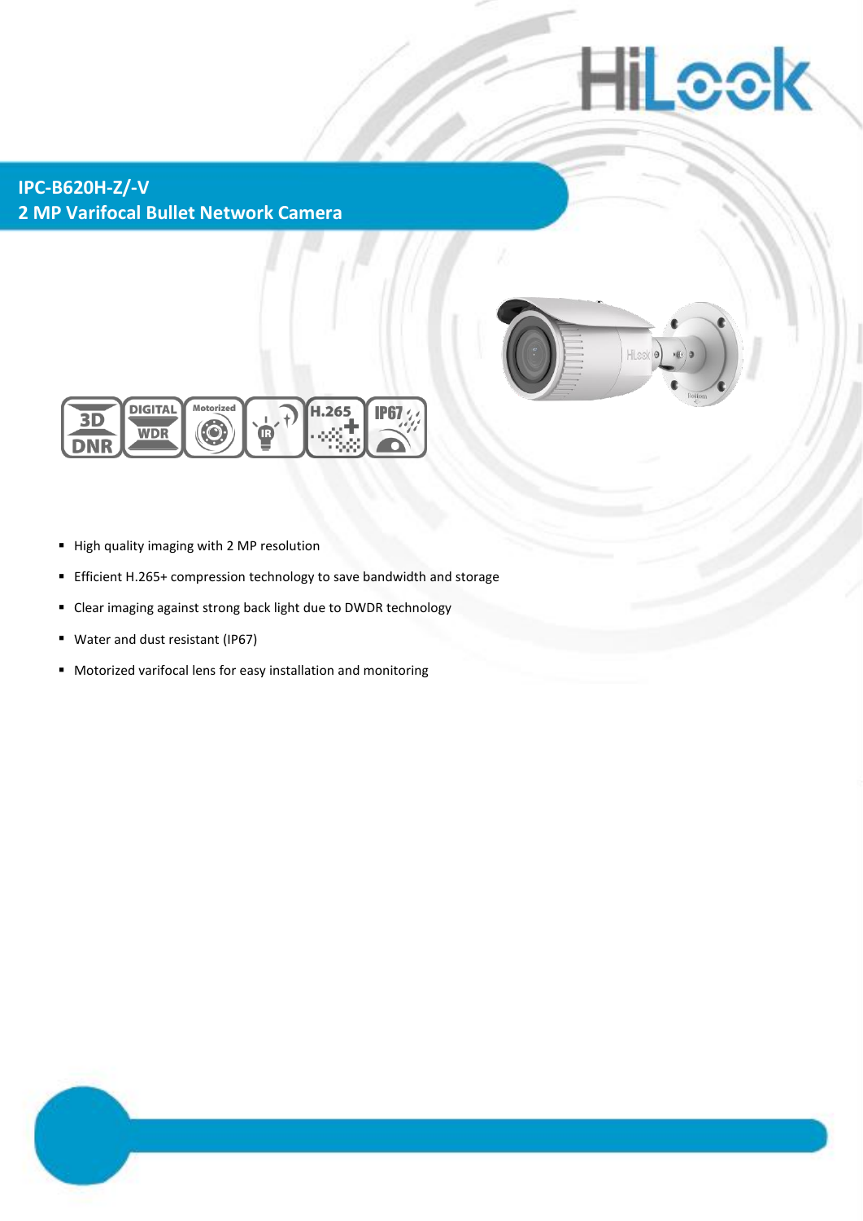# IPC-B620H-Z/-V
## 2 MP Varifocal Bullet Network Camera

- High quality imaging with 2 MP resolution
- Efficient H.265+ compression technology to save bandwidth and storage
- Clear imaging against strong back light due to DWDR technology
- Water and dust resistant (IP67)
- Motorized varifocal lens for easy installation and monitoring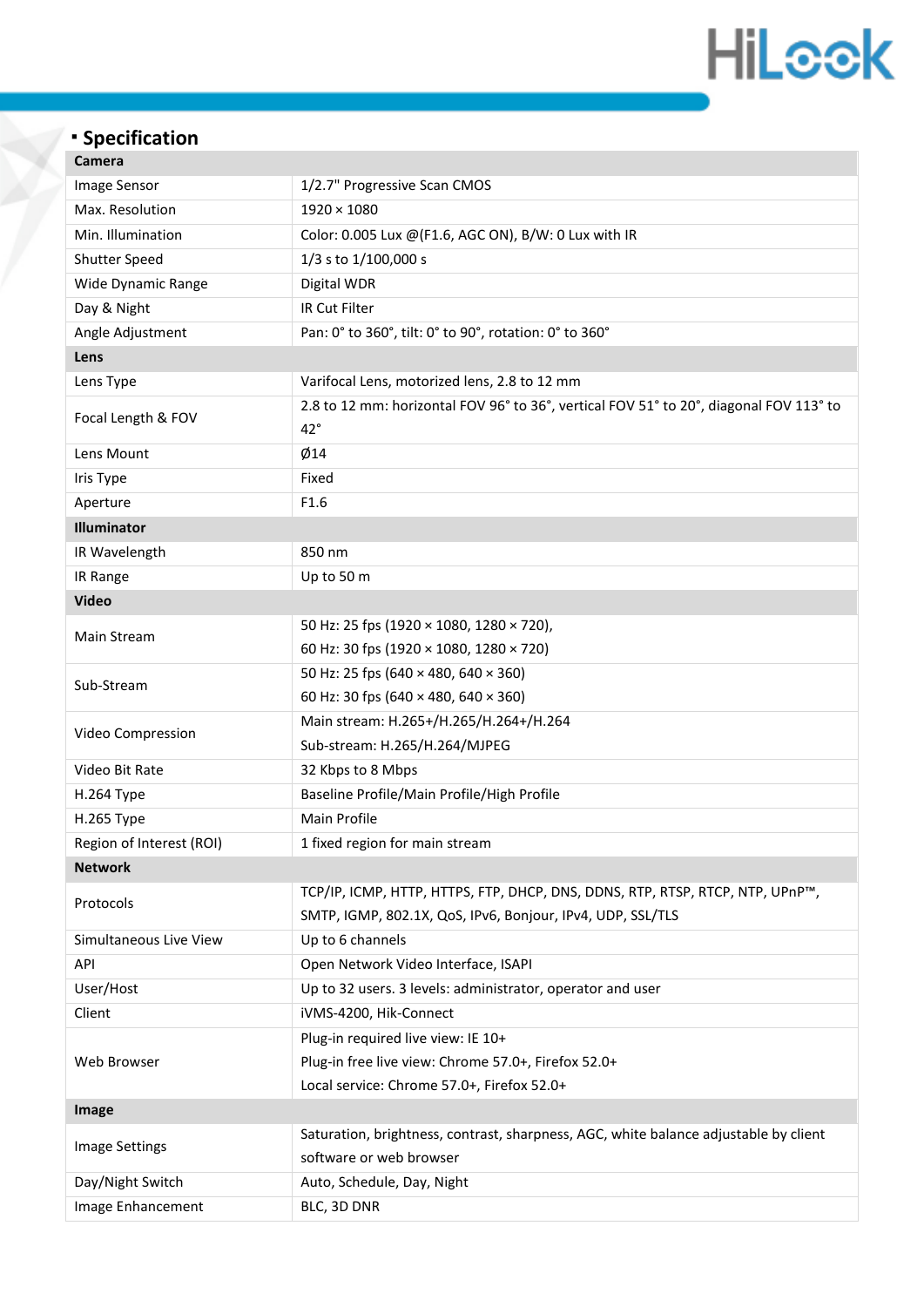## Specification

| Camera | |
|---|---|
| Image Sensor | 1/2.7" Progressive Scan CMOS |
| Max. Resolution | 1920 × 1080 |
| Min. Illumination | Color: 0.005 Lux @(F1.6, AGC ON), B/W: 0 Lux with IR |
| Shutter Speed | 1/3 s to 1/100,000 s |
| Wide Dynamic Range | Digital WDR |
| Day & Night | IR Cut Filter |
| Angle Adjustment | Pan: 0° to 360°, tilt: 0° to 90°, rotation: 0° to 360° |
| **Lens** | |
| Lens Type | Varifocal Lens, motorized lens, 2.8 to 12 mm |
| Focal Length & FOV | 2.8 to 12 mm: horizontal FOV 96° to 36°, vertical FOV 51° to 20°, diagonal FOV 113° to 42° |
| Lens Mount | Ø14 |
| Iris Type | Fixed |
| Aperture | F1.6 |
| **Illuminator** | |
| IR Wavelength | 850 nm |
| IR Range | Up to 50 m |
| **Video** | |
| Main Stream | 50 Hz: 25 fps (1920 × 1080, 1280 × 720),<br>60 Hz: 30 fps (1920 × 1080, 1280 × 720) |
| Sub-Stream | 50 Hz: 25 fps (640 × 480, 640 × 360)<br>60 Hz: 30 fps (640 × 480, 640 × 360) |
| Video Compression | Main stream: H.265+/H.265/H.264+/H.264<br>Sub-stream: H.265/H.264/MJPEG |
| Video Bit Rate | 32 Kbps to 8 Mbps |
| H.264 Type | Baseline Profile/Main Profile/High Profile |
| H.265 Type | Main Profile |
| Region of Interest (ROI) | 1 fixed region for main stream |
| **Network** | |
| Protocols | TCP/IP, ICMP, HTTP, HTTPS, FTP, DHCP, DNS, DDNS, RTP, RTSP, RTCP, NTP, UPnP™, SMTP, IGMP, 802.1X, QoS, IPv6, Bonjour, IPv4, UDP, SSL/TLS |
| Simultaneous Live View | Up to 6 channels |
| API | Open Network Video Interface, ISAPI |
| User/Host | Up to 32 users. 3 levels: administrator, operator and user |
| Client | iVMS-4200, Hik-Connect |
| Web Browser | Plug-in required live view: IE 10+<br>Plug-in free live view: Chrome 57.0+, Firefox 52.0+<br>Local service: Chrome 57.0+, Firefox 52.0+ |
| **Image** | |
| Image Settings | Saturation, brightness, contrast, sharpness, AGC, white balance adjustable by client software or web browser |
| Day/Night Switch | Auto, Schedule, Day, Night |
| Image Enhancement | BLC, 3D DNR |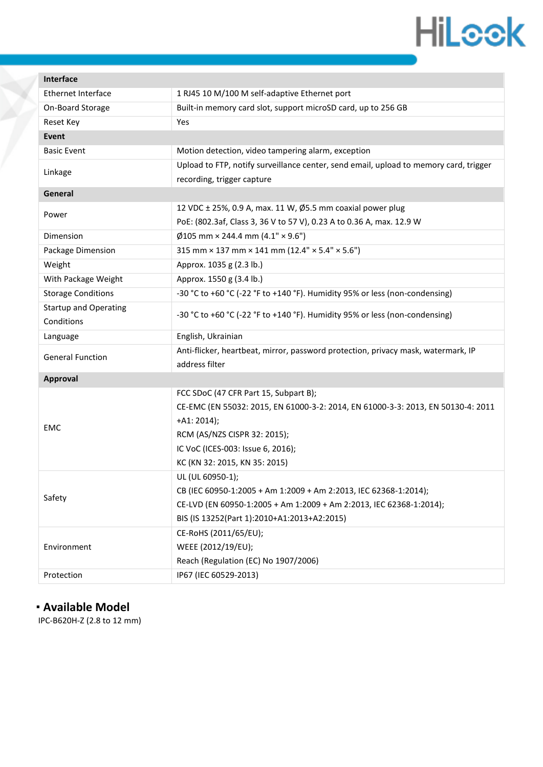| Interface | |
|---|---|
| Ethernet Interface | 1 RJ45 10 M/100 M self-adaptive Ethernet port |
| On-Board Storage | Built-in memory card slot, support microSD card, up to 256 GB |
| Reset Key | Yes |
| **Event** | |
| Basic Event | Motion detection, video tampering alarm, exception |
| Linkage | Upload to FTP, notify surveillance center, send email, upload to memory card, trigger recording, trigger capture |
| **General** | |
| Power | 12 VDC ± 25%, 0.9 A, max. 11 W, Ø5.5 mm coaxial power plug<br>PoE: (802.3af, Class 3, 36 V to 57 V), 0.23 A to 0.36 A, max. 12.9 W |
| Dimension | Ø105 mm × 244.4 mm (4.1" × 9.6") |
| Package Dimension | 315 mm × 137 mm × 141 mm (12.4" × 5.4" × 5.6") |
| Weight | Approx. 1035 g (2.3 lb.) |
| With Package Weight | Approx. 1550 g (3.4 lb.) |
| Storage Conditions | -30 °C to +60 °C (-22 °F to +140 °F). Humidity 95% or less (non-condensing) |
| Startup and Operating Conditions | -30 °C to +60 °C (-22 °F to +140 °F). Humidity 95% or less (non-condensing) |
| Language | English, Ukrainian |
| General Function | Anti-flicker, heartbeat, mirror, password protection, privacy mask, watermark, IP address filter |
| **Approval** | |
| EMC | FCC SDoC (47 CFR Part 15, Subpart B);<br>CE-EMC (EN 55032: 2015, EN 61000-3-2: 2014, EN 61000-3-3: 2013, EN 50130-4: 2011 +A1: 2014);<br>RCM (AS/NZS CISPR 32: 2015);<br>IC VoC (ICES-003: Issue 6, 2016);<br>KC (KN 32: 2015, KN 35: 2015) |
| Safety | UL (UL 60950-1);<br>CB (IEC 60950-1:2005 + Am 1:2009 + Am 2:2013, IEC 62368-1:2014);<br>CE-LVD (EN 60950-1:2005 + Am 1:2009 + Am 2:2013, IEC 62368-1:2014);<br>BIS (IS 13252(Part 1):2010+A1:2013+A2:2015) |
| Environment | CE-RoHS (2011/65/EU);<br>WEEE (2012/19/EU);<br>Reach (Regulation (EC) No 1907/2006) |
| Protection | IP67 (IEC 60529-2013) |

## Available Model

IPC-B620H-Z (2.8 to 12 mm)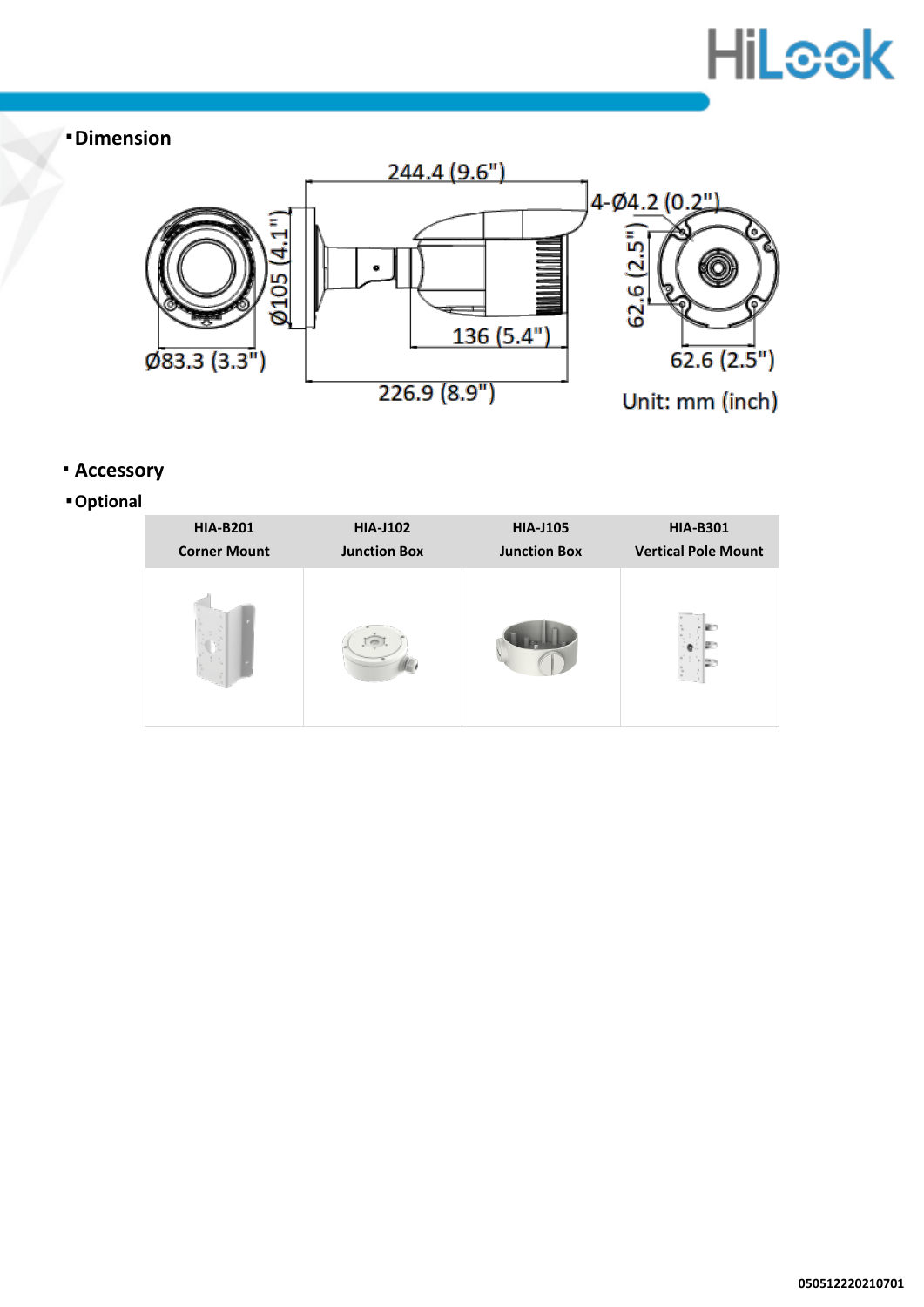## Dimension

244.4 (9.6")

4-Ø4.2 (0.2")

Ø105 (4.1")

62.6 (2.5")

136 (5.4")

Ø83.3 (3.3")

62.6 (2.5")

226.9 (8.9")

Unit: mm (inch)

## Accessory

### Optional

| HIA-B201<br>Corner Mount | HIA-J102<br>Junction Box | HIA-J105<br>Junction Box | HIA-B301<br>Vertical Pole Mount |
|---|---|---|---|
| | | | |

050512220210701